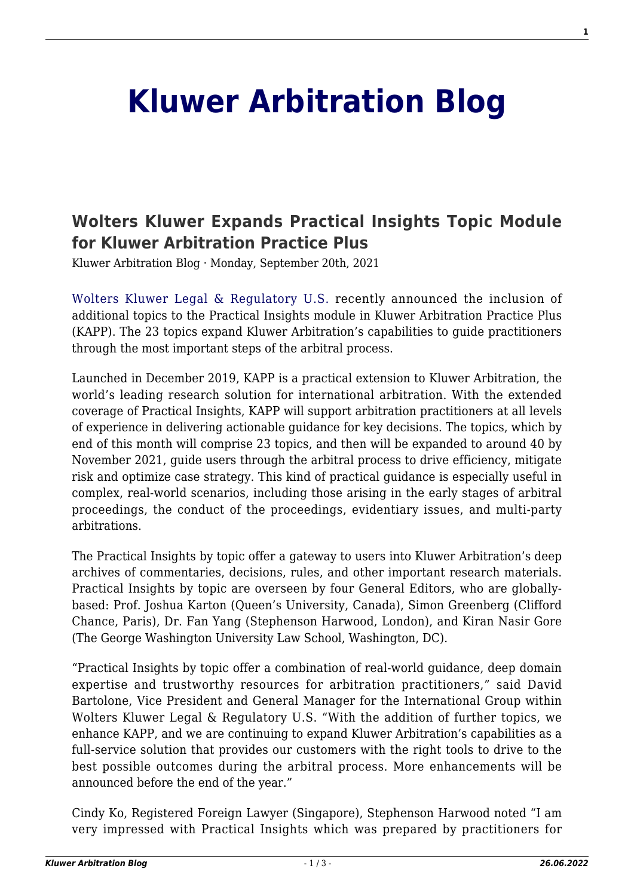# Kluwer Arbitration Blog

## Wolters Kluwer Expands Practical Insights Topic Module for Kluwer Arbitration Practice Plus

Kluwer Arbitration Blog · Monday, September 20th, 2021

Wolters Kluwer Legal & Regulatory U.S. recently announced the inclusion of additional topics to the Practical Insights module in Kluwer Arbitration Practice Plus (KAPP). The 23 topics expand Kluwer Arbitration's capabilities to guide practitioners through the most important steps of the arbitral process.

Launched in December 2019, KAPP is a practical extension to Kluwer Arbitration, the world's leading research solution for international arbitration. With the extended coverage of Practical Insights, KAPP will support arbitration practitioners at all levels of experience in delivering actionable guidance for key decisions. The topics, which by end of this month will comprise 23 topics, and then will be expanded to around 40 by November 2021, guide users through the arbitral process to drive efficiency, mitigate risk and optimize case strategy. This kind of practical guidance is especially useful in complex, real-world scenarios, including those arising in the early stages of arbitral proceedings, the conduct of the proceedings, evidentiary issues, and multi-party arbitrations.

The Practical Insights by topic offer a gateway to users into Kluwer Arbitration's deep archives of commentaries, decisions, rules, and other important research materials. Practical Insights by topic are overseen by four General Editors, who are globally-based: Prof. Joshua Karton (Queen's University, Canada), Simon Greenberg (Clifford Chance, Paris), Dr. Fan Yang (Stephenson Harwood, London), and Kiran Nasir Gore (The George Washington University Law School, Washington, DC).

"Practical Insights by topic offer a combination of real-world guidance, deep domain expertise and trustworthy resources for arbitration practitioners," said David Bartolone, Vice President and General Manager for the International Group within Wolters Kluwer Legal & Regulatory U.S. "With the addition of further topics, we enhance KAPP, and we are continuing to expand Kluwer Arbitration's capabilities as a full-service solution that provides our customers with the right tools to drive to the best possible outcomes during the arbitral process. More enhancements will be announced before the end of the year."

Cindy Ko, Registered Foreign Lawyer (Singapore), Stephenson Harwood noted "I am very impressed with Practical Insights which was prepared by practitioners for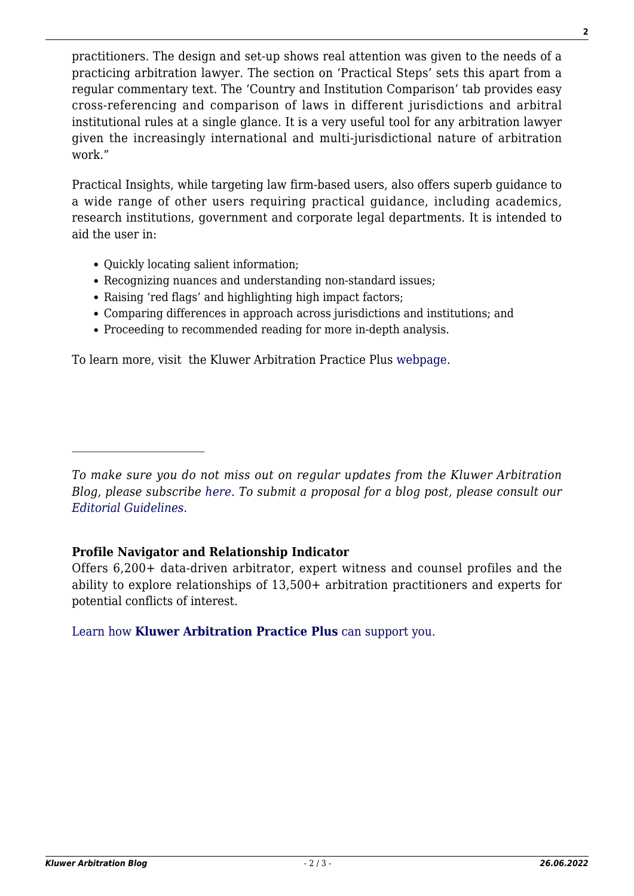practitioners. The design and set-up shows real attention was given to the needs of a practicing arbitration lawyer. The section on 'Practical Steps' sets this apart from a regular commentary text. The 'Country and Institution Comparison' tab provides easy cross-referencing and comparison of laws in different jurisdictions and arbitral institutional rules at a single glance. It is a very useful tool for any arbitration lawyer given the increasingly international and multi-jurisdictional nature of arbitration work."

Practical Insights, while targeting law firm-based users, also offers superb guidance to a wide range of other users requiring practical guidance, including academics, research institutions, government and corporate legal departments. It is intended to aid the user in:

- Quickly locating salient information;
- Recognizing nuances and understanding non-standard issues;
- Raising 'red flags' and highlighting high impact factors;
- Comparing differences in approach across jurisdictions and institutions; and
- Proceeding to recommended reading for more in-depth analysis.

To learn more, visit the Kluwer Arbitration Practice Plus webpage.

---

*To make sure you do not miss out on regular updates from the Kluwer Arbitration Blog, please subscribe here. To submit a proposal for a blog post, please consult our Editorial Guidelines.*

**Profile Navigator and Relationship Indicator**

Offers 6,200+ data-driven arbitrator, expert witness and counsel profiles and the ability to explore relationships of 13,500+ arbitration practitioners and experts for potential conflicts of interest.

Learn how **Kluwer Arbitration Practice Plus** can support you.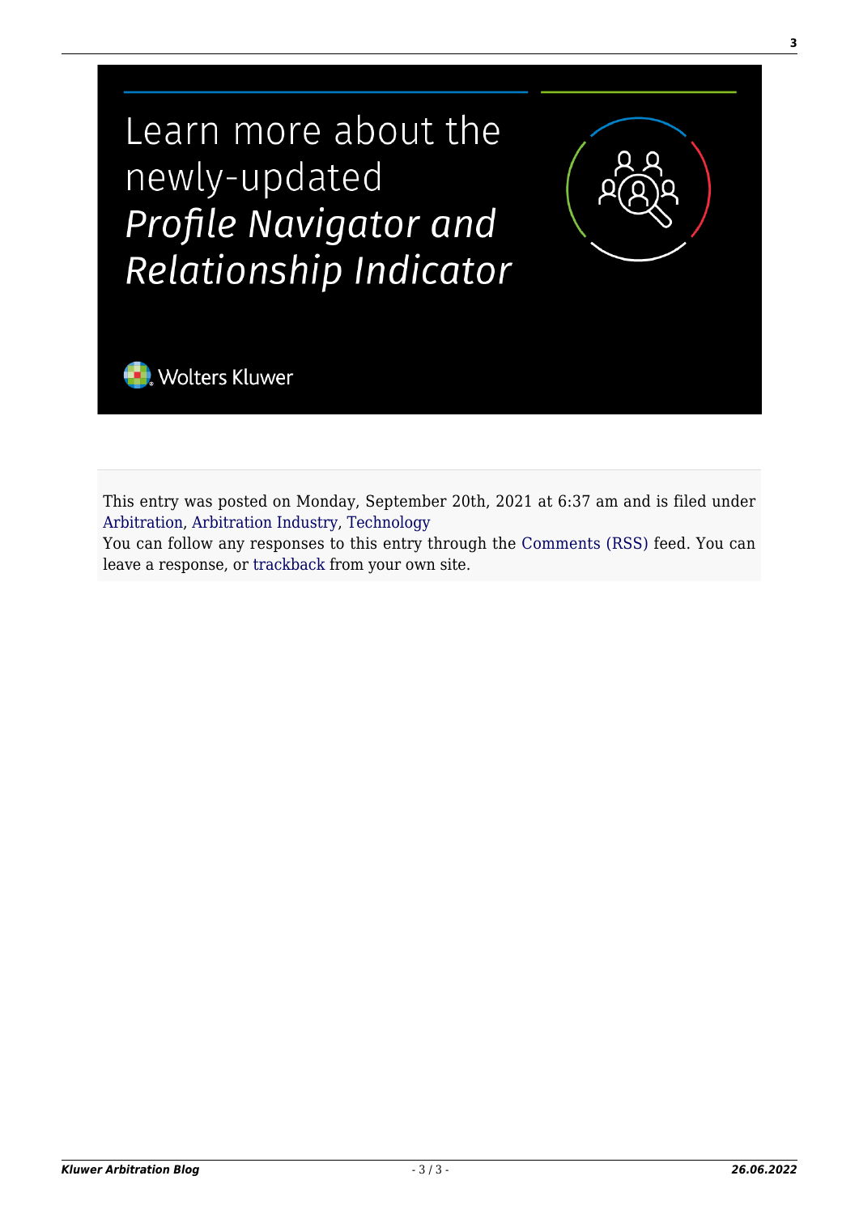Learn more about the newly-updated *Profile Navigator and Relationship Indicator*

Wolters Kluwer

This entry was posted on Monday, September 20th, 2021 at 6:37 am and is filed under Arbitration, Arbitration Industry, Technology

You can follow any responses to this entry through the Comments (RSS) feed. You can leave a response, or trackback from your own site.